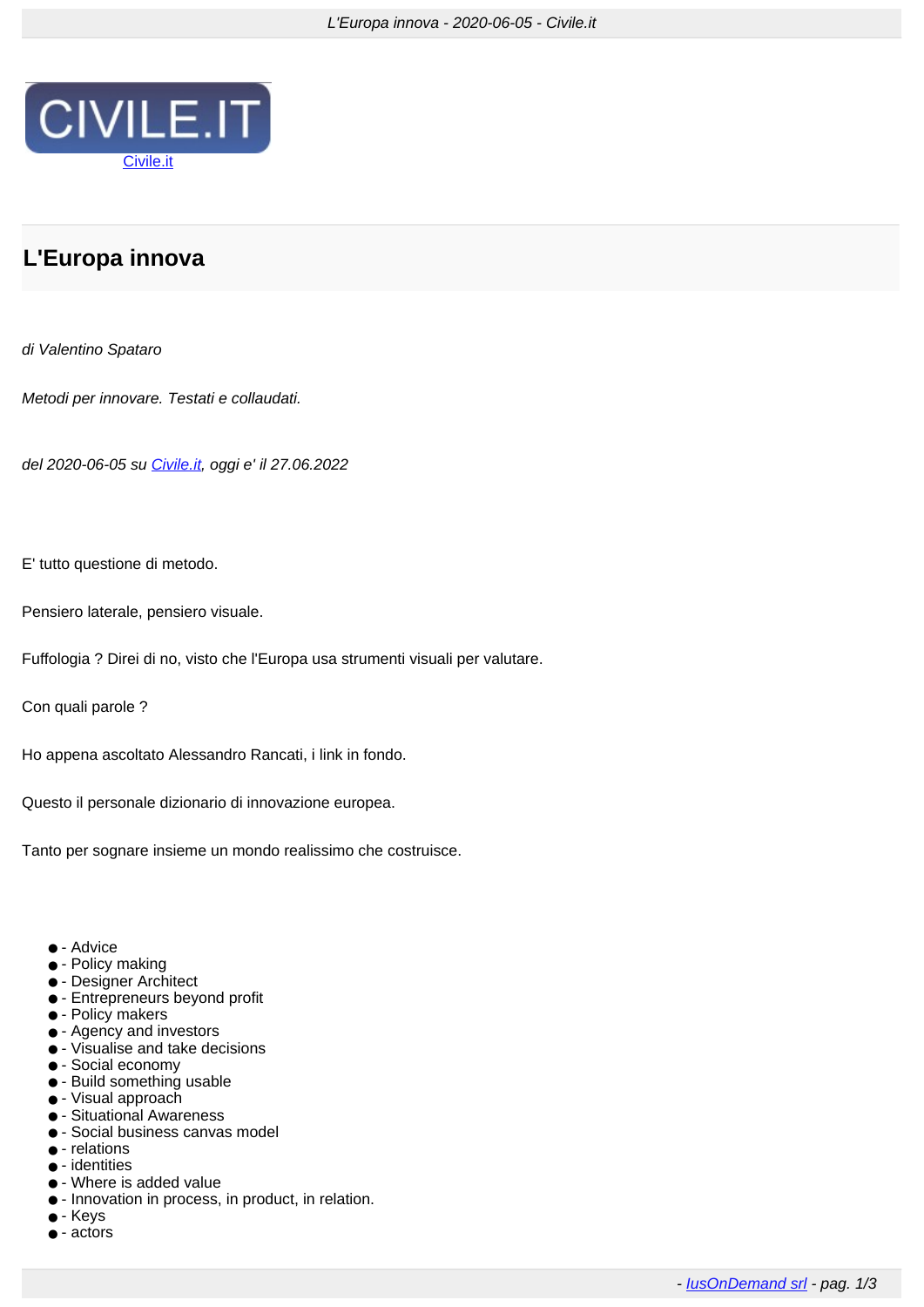Civile.it

# L'Europa innova

*di Valentino Spataro*

*Metodi per innovare. Testati e collaudati.*

*del 2020-06-05 su Civile.it, oggi e' il 27.06.2022*

E' tutto questione di metodo.

Pensiero laterale, pensiero visuale.

Fuffologia ? Direi di no, visto che l'Europa usa strumenti visuali per valutare.

Con quali parole ?

Ho appena ascoltato Alessandro Rancati, i link in fondo.

Questo il personale dizionario di innovazione europea.

Tanto per sognare insieme un mondo realissimo che costruisce.

- - Advice
- - Policy making
- - Designer Architect
- - Entrepreneurs beyond profit
- - Policy makers
- - Agency and investors
- - Visualise and take decisions
- - Social economy
- - Build something usable
- - Visual approach
- - Situational Awareness
- - Social business canvas model
- - relations
- - identities
- - Where is added value
- - Innovation in process, in product, in relation.
- - Keys
- - actors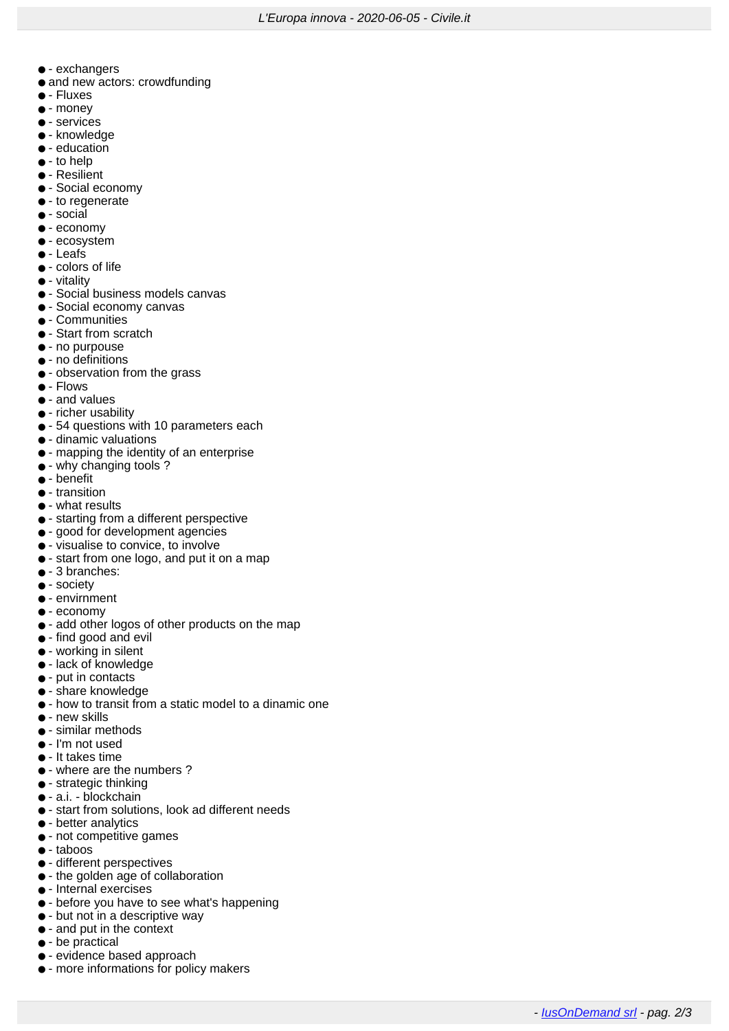- - exchangers
- and new actors: crowdfunding
- - Fluxes
- - money
- - services
- - knowledge
- - education
- - to help
- - Resilient
- - Social economy
- - to regenerate
- - social
- - economy
- - ecosystem
- - Leafs
- - colors of life
- - vitality
- - Social business models canvas
- - Social economy canvas
- - Communities
- - Start from scratch
- - no purpouse
- - no definitions
- - observation from the grass
- - Flows
- - and values
- - richer usability
- - 54 questions with 10 parameters each
- - dinamic valuations
- - mapping the identity of an enterprise
- - why changing tools ?
- - benefit
- - transition
- - what results
- - starting from a different perspective
- - good for development agencies
- - visualise to convice, to involve
- - start from one logo, and put it on a map
- - 3 branches:
- - society
- - envirnment
- - economy
- - add other logos of other products on the map
- - find good and evil
- - working in silent
- - lack of knowledge
- - put in contacts
- - share knowledge
- - how to transit from a static model to a dinamic one
- - new skills
- - similar methods
- - I'm not used
- - It takes time
- - where are the numbers ?
- - strategic thinking
- - a.i. - blockchain
- - start from solutions, look ad different needs
- - better analytics
- - not competitive games
- - taboos
- - different perspectives
- - the golden age of collaboration
- - Internal exercises
- - before you have to see what's happening
- - but not in a descriptive way
- - and put in the context
- - be practical
- - evidence based approach
- - more informations for policy makers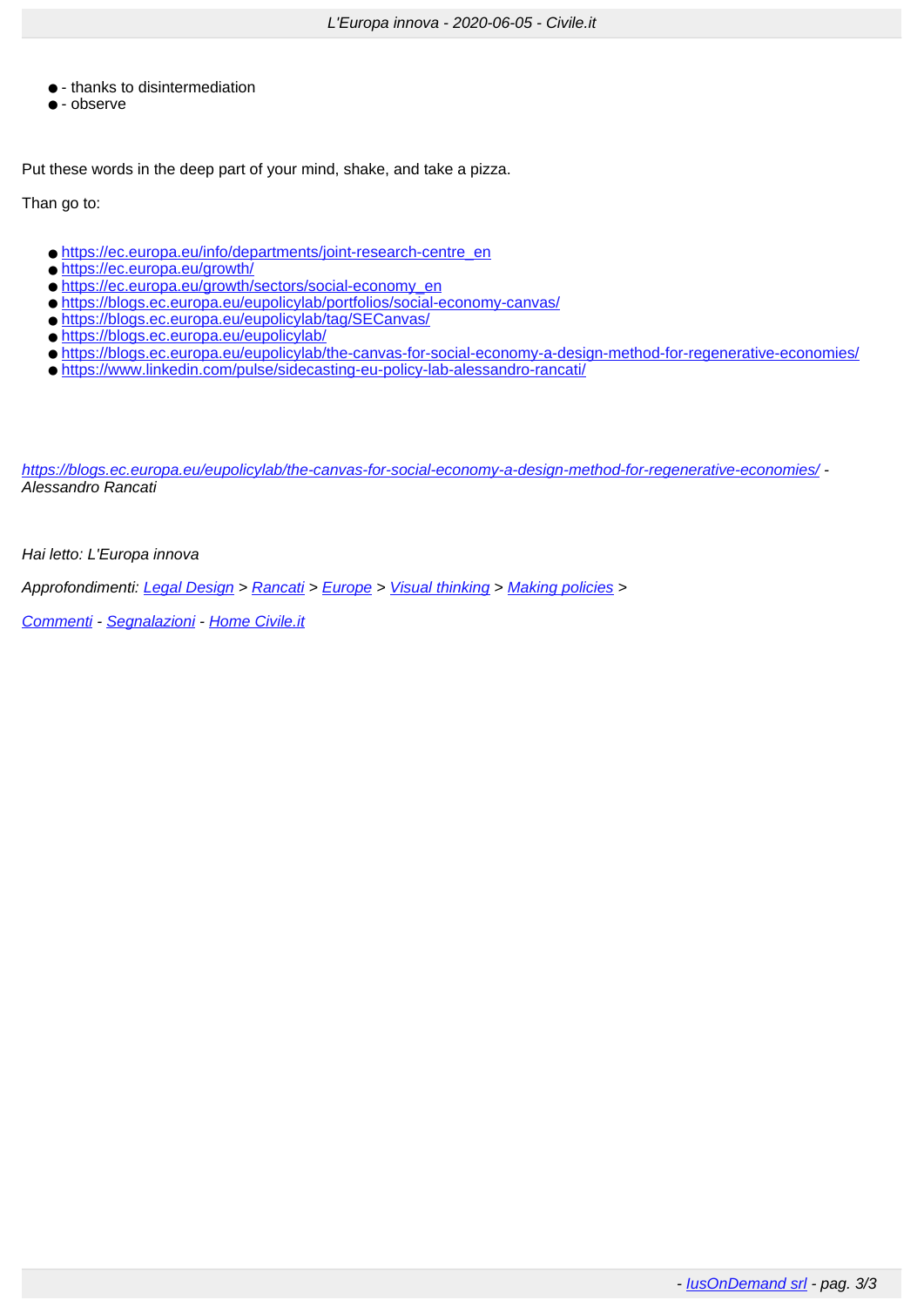- - thanks to disintermediation
- - observe

Put these words in the deep part of your mind, shake, and take a pizza.

Than go to:

- https://ec.europa.eu/info/departments/joint-research-centre_en
- https://ec.europa.eu/growth/
- https://ec.europa.eu/growth/sectors/social-economy_en
- https://blogs.ec.europa.eu/eupolicylab/portfolios/social-economy-canvas/
- https://blogs.ec.europa.eu/eupolicylab/tag/SECanvas/
- https://blogs.ec.europa.eu/eupolicylab/
- https://blogs.ec.europa.eu/eupolicylab/the-canvas-for-social-economy-a-design-method-for-regenerative-economies/
- https://www.linkedin.com/pulse/sidecasting-eu-policy-lab-alessandro-rancati/

*https://blogs.ec.europa.eu/eupolicylab/the-canvas-for-social-economy-a-design-method-for-regenerative-economies/ - Alessandro Rancati*

*Hai letto: L'Europa innova*

*Approfondimenti: Legal Design > Rancati > Europe > Visual thinking > Making policies >*

*Commenti - Segnalazioni - Home Civile.it*